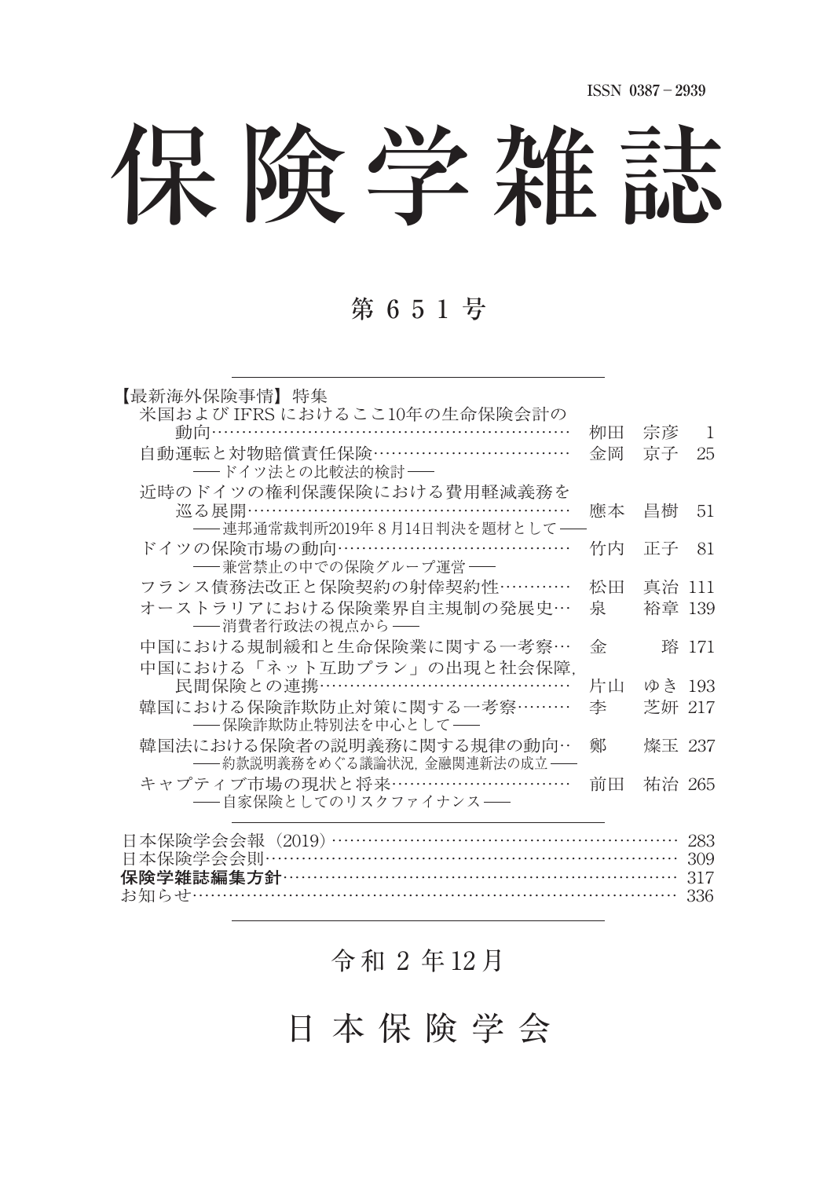ISSN 0387－2939

# 保険学雑誌

## 第 6 5 1 号

【最新海外保険事情】特集

| | | |
|---|---|---|
| 米国および IFRS におけるここ10年の生命保険会計の動向 | 柳田　宗彦 | 1 |
| 自動運転と対物賠償責任保険 ―― ドイツ法との比較法的検討 ―― | 金岡　京子 | 25 |
| 近時のドイツの権利保護保険における費用軽減義務を巡る展開 ―― 連邦通常裁判所2019年８月14日判決を題材として ―― | 應本　昌樹 | 51 |
| ドイツの保険市場の動向 ―― 兼営禁止の中での保険グループ運営 ―― | 竹内　正子 | 81 |
| フランス債務法改正と保険契約の射倖契約性 | 松田　真治 | 111 |
| オーストラリアにおける保険業界自主規制の発展史 ―― 消費者行政法の視点から ―― | 泉　裕章 | 139 |
| 中国における規制緩和と生命保険業に関する一考察 | 金　琦 | 171 |
| 中国における「ネット互助プラン」の出現と社会保障，民間保険との連携 | 片山　ゆき | 193 |
| 韓国における保険詐欺防止対策に関する一考察 ―― 保険詐欺防止特別法を中心として ―― | 李　芝妍 | 217 |
| 韓国法における保険者の説明義務に関する規律の動向 ―― 約款説明義務をめぐる議論状況，金融関連新法の成立 ―― | 鄭　燦玉 | 237 |
| キャプティブ市場の現状と将来 ―― 自家保険としてのリスクファイナンス ―― | 前田　祐治 | 265 |

| | |
|---|---|
| 日本保険学会会報（2019） | 283 |
| 日本保険学会会則 | 309 |
| **保険学雑誌編集方針** | 317 |
| お知らせ | 336 |

令和 2 年12月

日 本 保 険 学 会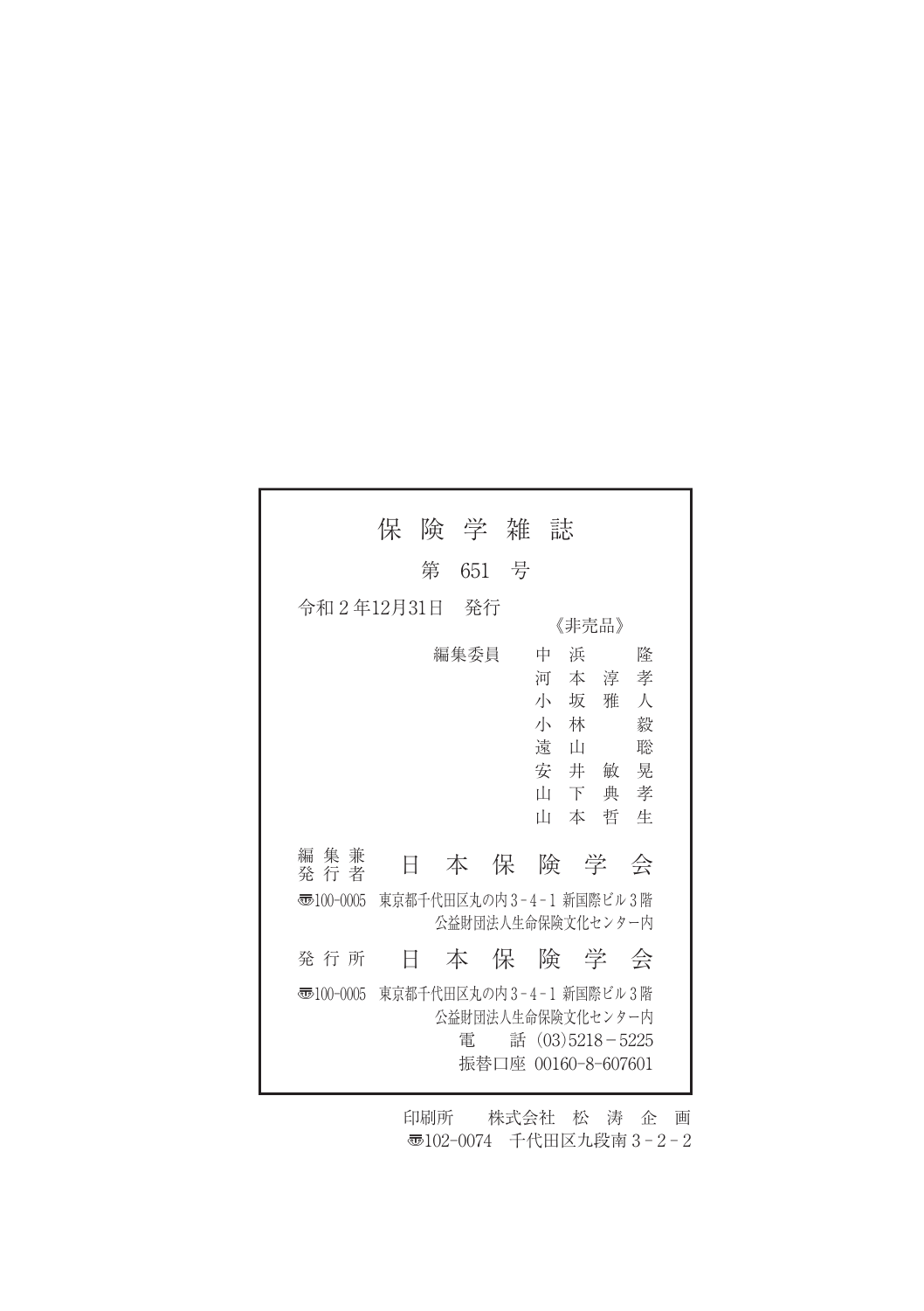# 保険学雑誌

第 651 号

令和２年12月31日　発行

《非売品》

編集委員　中浜　隆
　　　　　河本淳孝
　　　　　小坂雅人
　　　　　小林　毅
　　　　　遠山　聡
　　　　　安井敏晃
　　　　　山下典孝
　　　　　山本哲生

編集兼発行者　日本保険学会

〒100-0005　東京都千代田区丸の内３-４-１ 新国際ビル３階
公益財団法人生命保険文化センター内

発行所　日本保険学会

〒100-0005　東京都千代田区丸の内３-４-１ 新国際ビル３階
公益財団法人生命保険文化センター内
電　話（03)5218－5225
振替口座 00160-8-607601

印刷所　株式会社 松 涛 企 画
〒102-0074　千代田区九段南３-２-２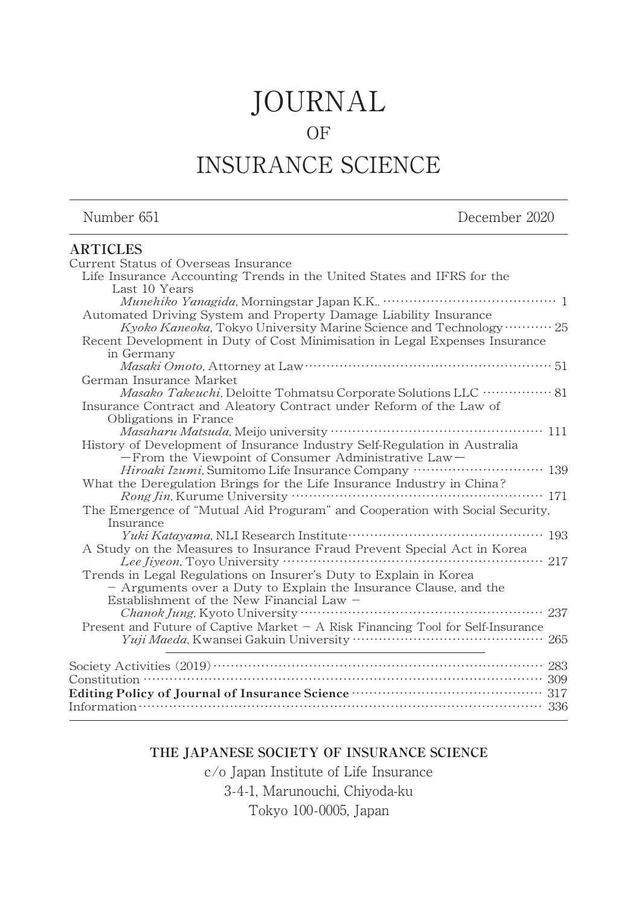# JOURNAL

## OF

# INSURANCE SCIENCE

Number 651 December 2020

## ARTICLES

Current Status of Overseas Insurance

Life Insurance Accounting Trends in the United States and IFRS for the Last 10 Years
*Munehiko Yanagida*, Morningstar Japan K.K.. ········· 1

Automated Driving System and Property Damage Liability Insurance
*Kyoko Kaneoka*, Tokyo University Marine Science and Technology ········· 25

Recent Development in Duty of Cost Minimisation in Legal Expenses Insurance in Germany
*Masaki Omoto*, Attorney at Law ········· 51

German Insurance Market
*Masako Takeuchi*, Deloitte Tohmatsu Corporate Solutions LLC ········· 81

Insurance Contract and Aleatory Contract under Reform of the Law of Obligations in France
*Masaharu Matsuda*, Meijo university ········· 111

History of Development of Insurance Industry Self-Regulation in Australia —From the Viewpoint of Consumer Administrative Law—
*Hiroaki Izumi*, Sumitomo Life Insurance Company ········· 139

What the Deregulation Brings for the Life Insurance Industry in China?
*Rong Jin*, Kurume University ········· 171

The Emergence of "Mutual Aid Proguram" and Cooperation with Social Security, Insurance
*Yuki Katayama*, NLI Research Institute ········· 193

A Study on the Measures to Insurance Fraud Prevent Special Act in Korea
*Lee Jiyeon*, Toyo University ········· 217

Trends in Legal Regulations on Insurer's Duty to Explain in Korea – Arguments over a Duty to Explain the Insurance Clause, and the Establishment of the New Financial Law –
*Chanok Jung*, Kyoto University ········· 237

Present and Future of Captive Market – A Risk Financing Tool for Self-Insurance
*Yuji Maeda*, Kwansei Gakuin University ········· 265

---

Society Activities (2019) ········· 283
Constitution ········· 309
**Editing Policy of Journal of Insurance Science** ········· 317
Information ········· 336

**THE JAPANESE SOCIETY OF INSURANCE SCIENCE**
c/o Japan Institute of Life Insurance
3-4-1, Marunouchi, Chiyoda-ku
Tokyo 100-0005, Japan